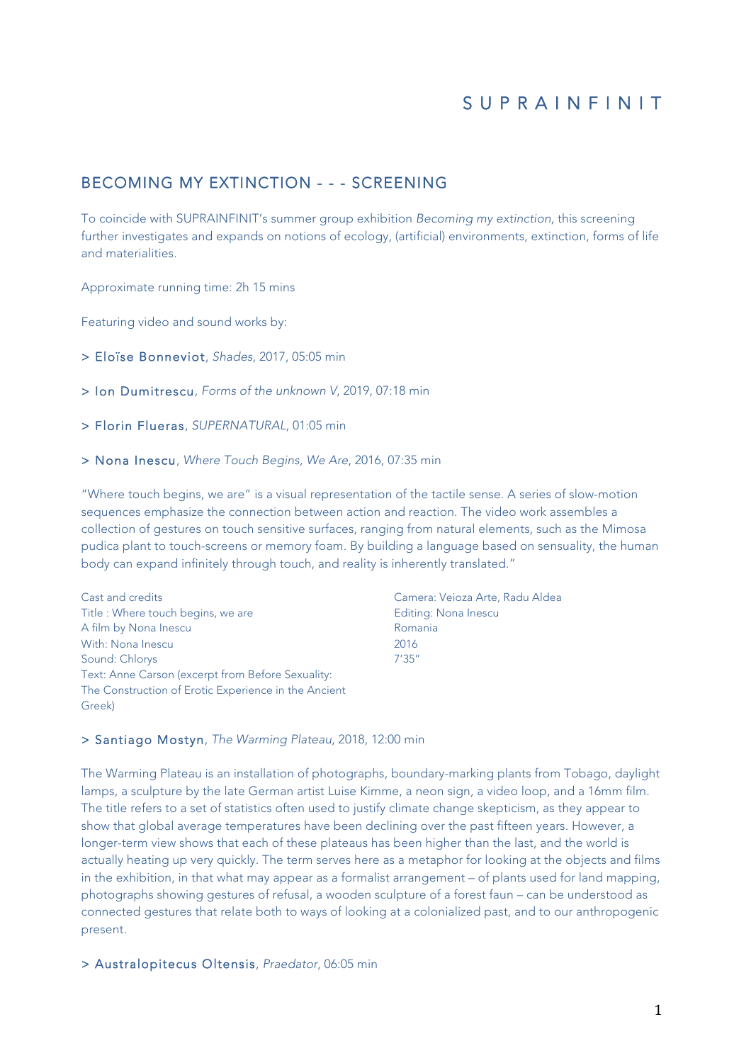# SUPRAINFINIT

## BECOMING MY EXTINCTION - - - SCREENING

To coincide with SUPRAINFINIT's summer group exhibition *Becoming my extinction*, this screening further investigates and expands on notions of ecology, (artificial) environments, extinction, forms of life and materialities.

Approximate running time: 2h 15 mins

Featuring video and sound works by:

> Eloïse Bonneviot, *Shades*, 2017, 05:05 min

> Ion Dumitrescu, *Forms of the unknown V*, 2019, 07:18 min

> Florin Flueras, *SUPERNATURAL*, 01:05 min

> Nona Inescu, *Where Touch Begins, We Are*, 2016, 07:35 min

"Where touch begins, we are" is a visual representation of the tactile sense. A series of slow-motion sequences emphasize the connection between action and reaction. The video work assembles a collection of gestures on touch sensitive surfaces, ranging from natural elements, such as the Mimosa pudica plant to touch-screens or memory foam. By building a language based on sensuality, the human body can expand infinitely through touch, and reality is inherently translated."

Cast and credits
Title : Where touch begins, we are
A film by Nona Inescu
With: Nona Inescu
Sound: Chlorys
Text: Anne Carson (excerpt from Before Sexuality: The Construction of Erotic Experience in the Ancient Greek)

Camera: Veioza Arte, Radu Aldea
Editing: Nona Inescu
Romania
2016
7'35"

> Santiago Mostyn, *The Warming Plateau*, 2018, 12:00 min

The Warming Plateau is an installation of photographs, boundary-marking plants from Tobago, daylight lamps, a sculpture by the late German artist Luise Kimme, a neon sign, a video loop, and a 16mm film. The title refers to a set of statistics often used to justify climate change skepticism, as they appear to show that global average temperatures have been declining over the past fifteen years. However, a longer-term view shows that each of these plateaus has been higher than the last, and the world is actually heating up very quickly. The term serves here as a metaphor for looking at the objects and films in the exhibition, in that what may appear as a formalist arrangement – of plants used for land mapping, photographs showing gestures of refusal, a wooden sculpture of a forest faun – can be understood as connected gestures that relate both to ways of looking at a colonialized past, and to our anthropogenic present.

> Australopitecus Oltensis, *Praedator*, 06:05 min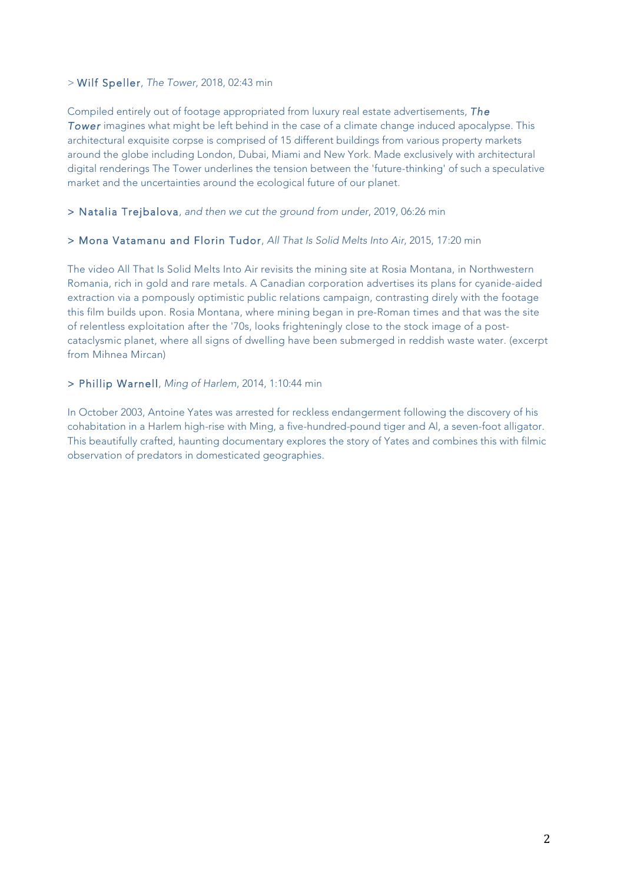> Wilf Speller, *The Tower*, 2018, 02:43 min

Compiled entirely out of footage appropriated from luxury real estate advertisements, *The Tower* imagines what might be left behind in the case of a climate change induced apocalypse. This architectural exquisite corpse is comprised of 15 different buildings from various property markets around the globe including London, Dubai, Miami and New York. Made exclusively with architectural digital renderings The Tower underlines the tension between the 'future-thinking' of such a speculative market and the uncertainties around the ecological future of our planet.

> Natalia Trejbalova, *and then we cut the ground from under*, 2019, 06:26 min

> Mona Vatamanu and Florin Tudor, *All That Is Solid Melts Into Air*, 2015, 17:20 min

The video All That Is Solid Melts Into Air revisits the mining site at Rosia Montana, in Northwestern Romania, rich in gold and rare metals. A Canadian corporation advertises its plans for cyanide-aided extraction via a pompously optimistic public relations campaign, contrasting direly with the footage this film builds upon. Rosia Montana, where mining began in pre-Roman times and that was the site of relentless exploitation after the '70s, looks frighteningly close to the stock image of a post-cataclysmic planet, where all signs of dwelling have been submerged in reddish waste water. (excerpt from Mihnea Mircan)

> Phillip Warnell, *Ming of Harlem*, 2014, 1:10:44 min

In October 2003, Antoine Yates was arrested for reckless endangerment following the discovery of his cohabitation in a Harlem high-rise with Ming, a five-hundred-pound tiger and Al, a seven-foot alligator. This beautifully crafted, haunting documentary explores the story of Yates and combines this with filmic observation of predators in domesticated geographies.